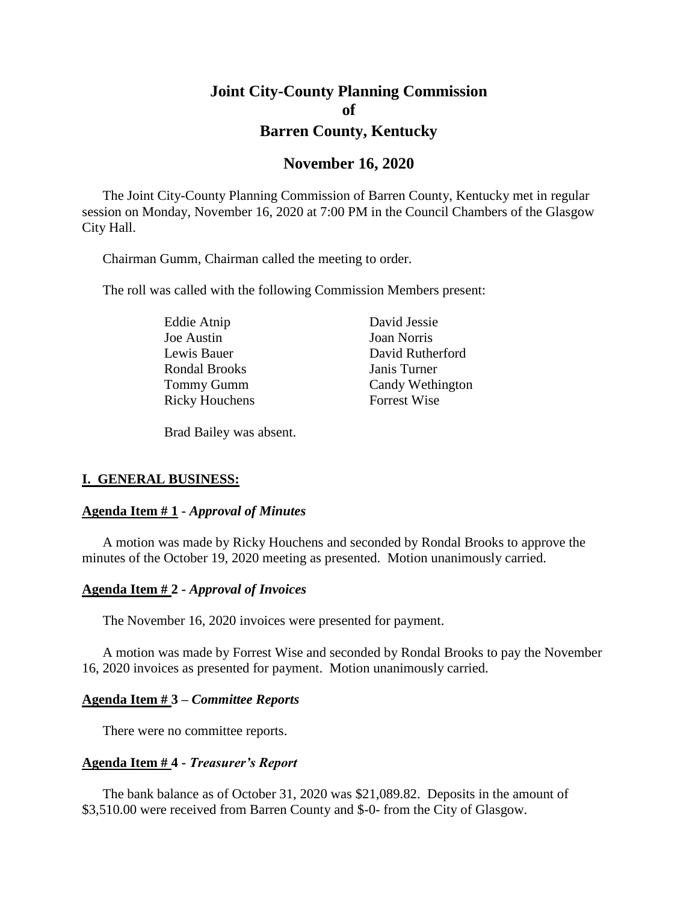# Joint City-County Planning Commission
# of
# Barren County, Kentucky

## November 16, 2020

The Joint City-County Planning Commission of Barren County, Kentucky met in regular session on Monday, November 16, 2020 at 7:00 PM in the Council Chambers of the Glasgow City Hall.

Chairman Gumm, Chairman called the meeting to order.

The roll was called with the following Commission Members present:

| | |
|---|---|
| Eddie Atnip | David Jessie |
| Joe Austin | Joan Norris |
| Lewis Bauer | David Rutherford |
| Rondal Brooks | Janis Turner |
| Tommy Gumm | Candy Wethington |
| Ricky Houchens | Forrest Wise |

Brad Bailey was absent.

### I. GENERAL BUSINESS:

#### Agenda Item # 1 - *Approval of Minutes*

A motion was made by Ricky Houchens and seconded by Rondal Brooks to approve the minutes of the October 19, 2020 meeting as presented. Motion unanimously carried.

#### Agenda Item # 2 - *Approval of Invoices*

The November 16, 2020 invoices were presented for payment.

A motion was made by Forrest Wise and seconded by Rondal Brooks to pay the November 16, 2020 invoices as presented for payment. Motion unanimously carried.

#### Agenda Item # 3 – *Committee Reports*

There were no committee reports.

#### Agenda Item # 4 - *Treasurer's Report*

The bank balance as of October 31, 2020 was $21,089.82. Deposits in the amount of $3,510.00 were received from Barren County and $-0- from the City of Glasgow.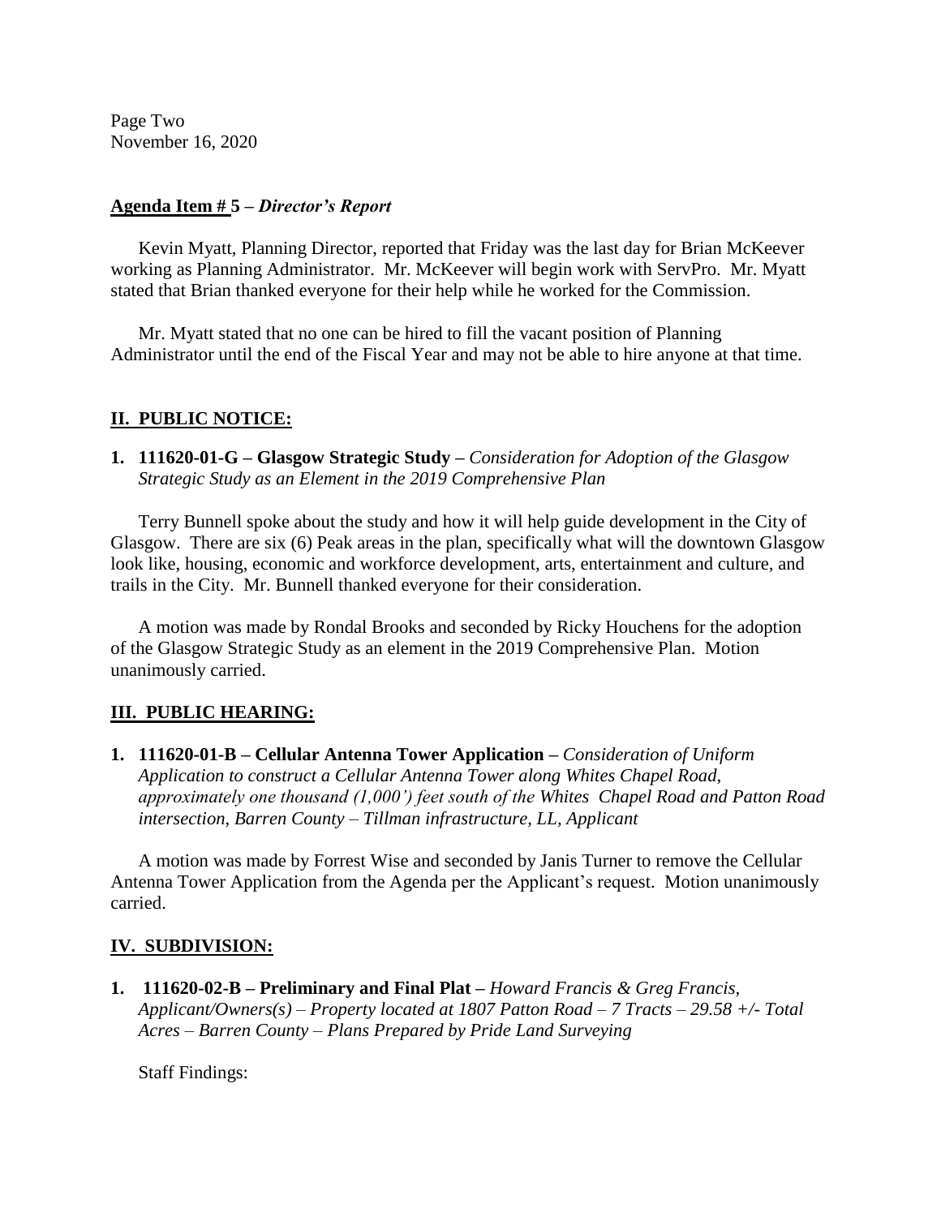Page Two
November 16, 2020

**Agenda Item # 5 – *Director's Report***

Kevin Myatt, Planning Director, reported that Friday was the last day for Brian McKeever working as Planning Administrator. Mr. McKeever will begin work with ServPro. Mr. Myatt stated that Brian thanked everyone for their help while he worked for the Commission.

Mr. Myatt stated that no one can be hired to fill the vacant position of Planning Administrator until the end of the Fiscal Year and may not be able to hire anyone at that time.

## II. PUBLIC NOTICE:

**1. 111620-01-G – Glasgow Strategic Study –** *Consideration for Adoption of the Glasgow Strategic Study as an Element in the 2019 Comprehensive Plan*

Terry Bunnell spoke about the study and how it will help guide development in the City of Glasgow. There are six (6) Peak areas in the plan, specifically what will the downtown Glasgow look like, housing, economic and workforce development, arts, entertainment and culture, and trails in the City. Mr. Bunnell thanked everyone for their consideration.

A motion was made by Rondal Brooks and seconded by Ricky Houchens for the adoption of the Glasgow Strategic Study as an element in the 2019 Comprehensive Plan. Motion unanimously carried.

## III. PUBLIC HEARING:

**1. 111620-01-B – Cellular Antenna Tower Application –** *Consideration of Uniform Application to construct a Cellular Antenna Tower along Whites Chapel Road, approximately one thousand (1,000') feet south of the Whites Chapel Road and Patton Road intersection, Barren County – Tillman infrastructure, LL, Applicant*

A motion was made by Forrest Wise and seconded by Janis Turner to remove the Cellular Antenna Tower Application from the Agenda per the Applicant's request. Motion unanimously carried.

## IV. SUBDIVISION:

**1. 111620-02-B – Preliminary and Final Plat –** *Howard Francis & Greg Francis, Applicant/Owners(s) – Property located at 1807 Patton Road – 7 Tracts – 29.58 +/- Total Acres – Barren County – Plans Prepared by Pride Land Surveying*

Staff Findings: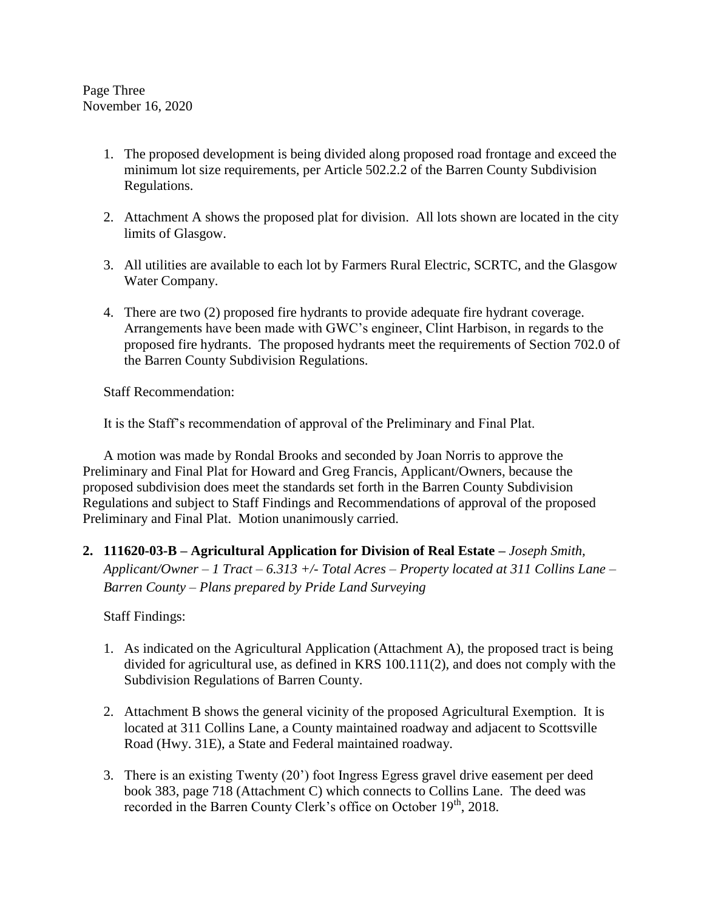Page Three
November 16, 2020

1. The proposed development is being divided along proposed road frontage and exceed the minimum lot size requirements, per Article 502.2.2 of the Barren County Subdivision Regulations.

2. Attachment A shows the proposed plat for division. All lots shown are located in the city limits of Glasgow.

3. All utilities are available to each lot by Farmers Rural Electric, SCRTC, and the Glasgow Water Company.

4. There are two (2) proposed fire hydrants to provide adequate fire hydrant coverage. Arrangements have been made with GWC's engineer, Clint Harbison, in regards to the proposed fire hydrants. The proposed hydrants meet the requirements of Section 702.0 of the Barren County Subdivision Regulations.

Staff Recommendation:

It is the Staff's recommendation of approval of the Preliminary and Final Plat.

A motion was made by Rondal Brooks and seconded by Joan Norris to approve the Preliminary and Final Plat for Howard and Greg Francis, Applicant/Owners, because the proposed subdivision does meet the standards set forth in the Barren County Subdivision Regulations and subject to Staff Findings and Recommendations of approval of the proposed Preliminary and Final Plat. Motion unanimously carried.

**2. 111620-03-B – Agricultural Application for Division of Real Estate –** *Joseph Smith, Applicant/Owner – 1 Tract – 6.313 +/- Total Acres – Property located at 311 Collins Lane – Barren County – Plans prepared by Pride Land Surveying*

Staff Findings:

1. As indicated on the Agricultural Application (Attachment A), the proposed tract is being divided for agricultural use, as defined in KRS 100.111(2), and does not comply with the Subdivision Regulations of Barren County.

2. Attachment B shows the general vicinity of the proposed Agricultural Exemption. It is located at 311 Collins Lane, a County maintained roadway and adjacent to Scottsville Road (Hwy. 31E), a State and Federal maintained roadway.

3. There is an existing Twenty (20') foot Ingress Egress gravel drive easement per deed book 383, page 718 (Attachment C) which connects to Collins Lane. The deed was recorded in the Barren County Clerk's office on October 19th, 2018.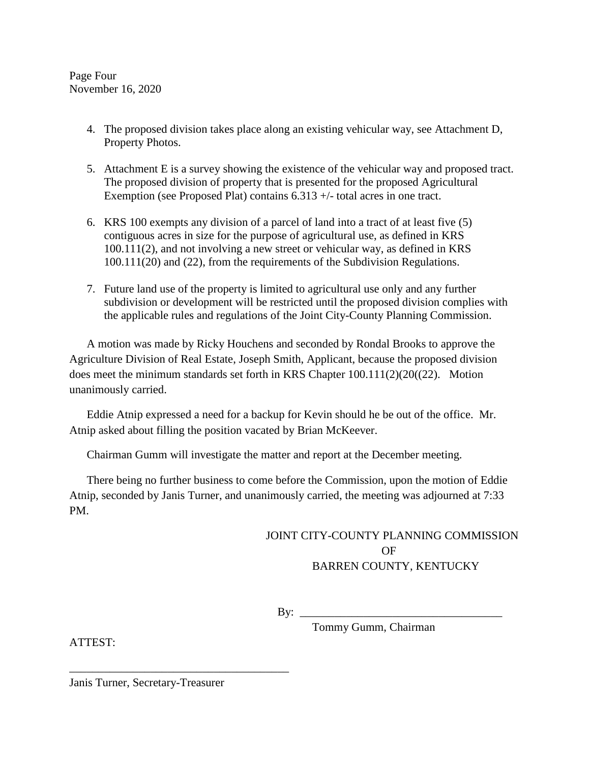4. The proposed division takes place along an existing vehicular way, see Attachment D, Property Photos.

5. Attachment E is a survey showing the existence of the vehicular way and proposed tract. The proposed division of property that is presented for the proposed Agricultural Exemption (see Proposed Plat) contains 6.313 +/- total acres in one tract.

6. KRS 100 exempts any division of a parcel of land into a tract of at least five (5) contiguous acres in size for the purpose of agricultural use, as defined in KRS 100.111(2), and not involving a new street or vehicular way, as defined in KRS 100.111(20) and (22), from the requirements of the Subdivision Regulations.

7. Future land use of the property is limited to agricultural use only and any further subdivision or development will be restricted until the proposed division complies with the applicable rules and regulations of the Joint City-County Planning Commission.

A motion was made by Ricky Houchens and seconded by Rondal Brooks to approve the Agriculture Division of Real Estate, Joseph Smith, Applicant, because the proposed division does meet the minimum standards set forth in KRS Chapter 100.111(2)(20((22). Motion unanimously carried.

Eddie Atnip expressed a need for a backup for Kevin should he be out of the office. Mr. Atnip asked about filling the position vacated by Brian McKeever.

Chairman Gumm will investigate the matter and report at the December meeting.

There being no further business to come before the Commission, upon the motion of Eddie Atnip, seconded by Janis Turner, and unanimously carried, the meeting was adjourned at 7:33 PM.

JOINT CITY-COUNTY PLANNING COMMISSION
OF
BARREN COUNTY, KENTUCKY

By: ___________________________________
Tommy Gumm, Chairman

ATTEST:

_______________________________________
Janis Turner, Secretary-Treasurer